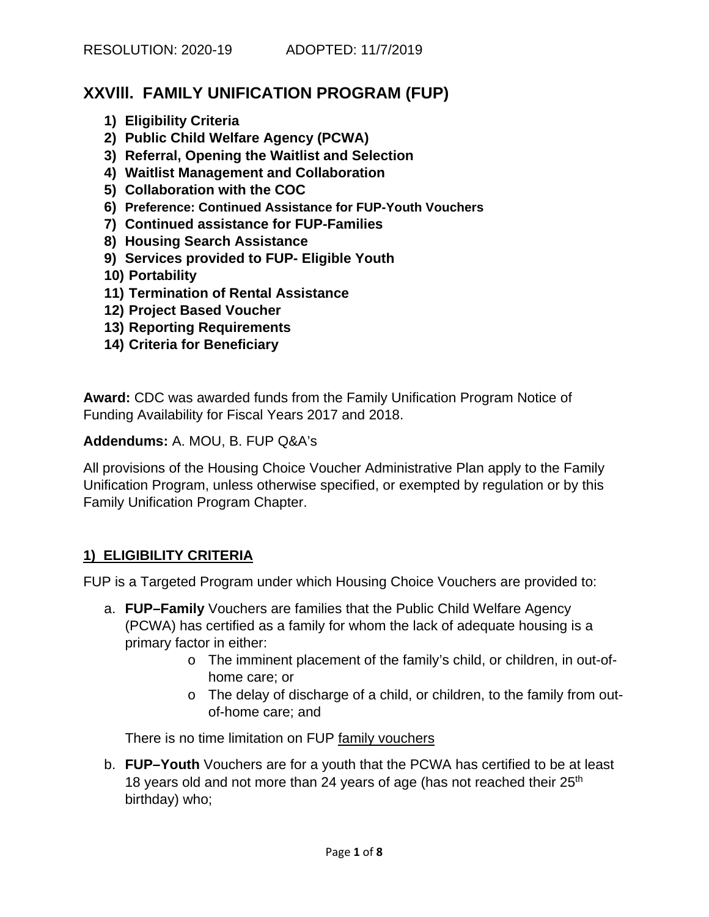RESOLUTION: 2020-19 ADOPTED: 11/7/2019

# XXVIII. FAMILY UNIFICATION PROGRAM (FUP)

1) **Eligibility Criteria**
2) **Public Child Welfare Agency (PCWA)**
3) **Referral, Opening the Waitlist and Selection**
4) **Waitlist Management and Collaboration**
5) **Collaboration with the COC**
6) **Preference: Continued Assistance for FUP-Youth Vouchers**
7) **Continued assistance for FUP-Families**
8) **Housing Search Assistance**
9) **Services provided to FUP- Eligible Youth**
10) **Portability**
11) **Termination of Rental Assistance**
12) **Project Based Voucher**
13) **Reporting Requirements**
14) **Criteria for Beneficiary**

**Award:** CDC was awarded funds from the Family Unification Program Notice of Funding Availability for Fiscal Years 2017 and 2018.

**Addendums:** A. MOU, B. FUP Q&A's

All provisions of the Housing Choice Voucher Administrative Plan apply to the Family Unification Program, unless otherwise specified, or exempted by regulation or by this Family Unification Program Chapter.

## 1) ELIGIBILITY CRITERIA

FUP is a Targeted Program under which Housing Choice Vouchers are provided to:

a. **FUP–Family** Vouchers are families that the Public Child Welfare Agency (PCWA) has certified as a family for whom the lack of adequate housing is a primary factor in either:
   - The imminent placement of the family's child, or children, in out-of-home care; or
   - The delay of discharge of a child, or children, to the family from out-of-home care; and

   There is no time limitation on FUP family vouchers

b. **FUP–Youth** Vouchers are for a youth that the PCWA has certified to be at least 18 years old and not more than 24 years of age (has not reached their 25th birthday) who;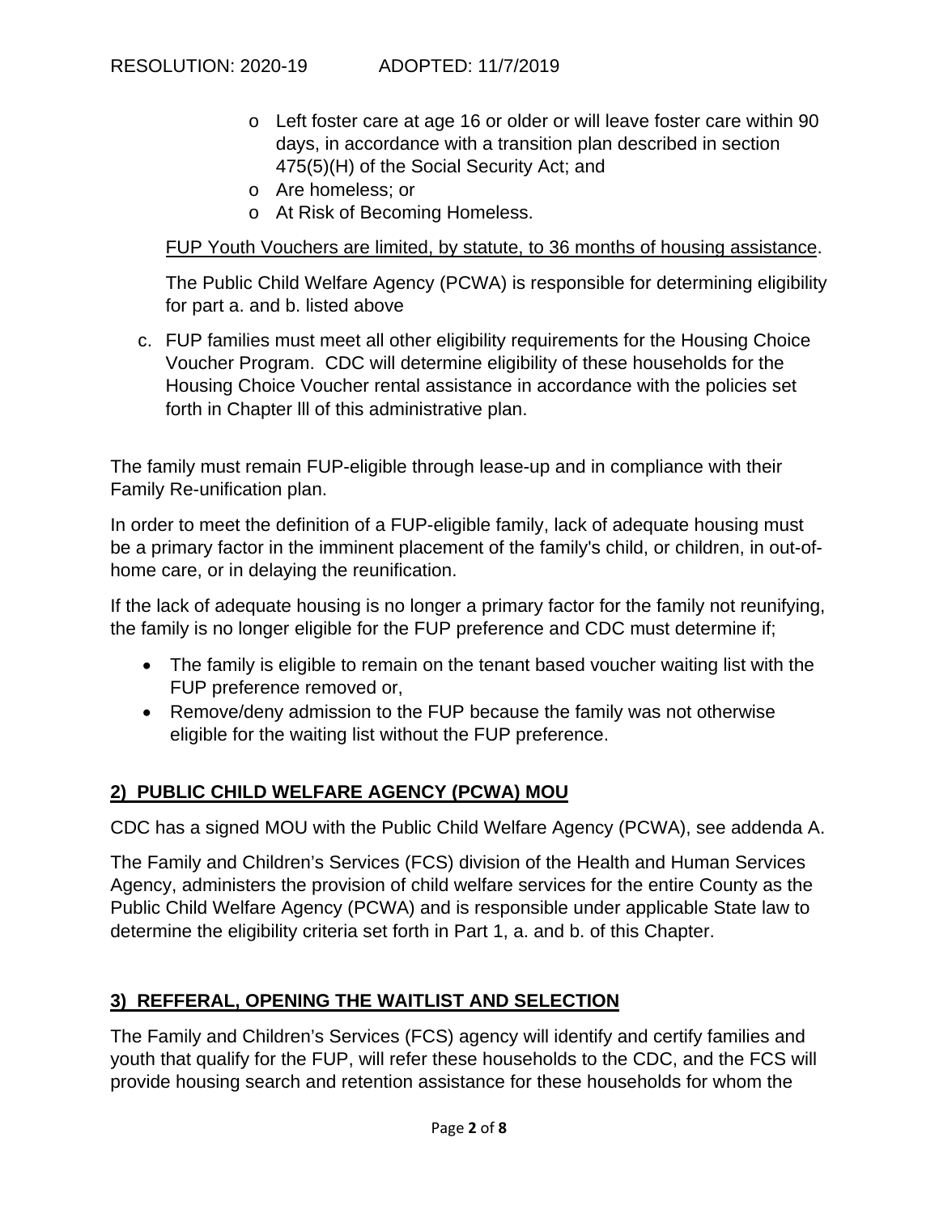- Left foster care at age 16 or older or will leave foster care within 90 days, in accordance with a transition plan described in section 475(5)(H) of the Social Security Act; and
- Are homeless; or
- At Risk of Becoming Homeless.

FUP Youth Vouchers are limited, by statute, to 36 months of housing assistance.

The Public Child Welfare Agency (PCWA) is responsible for determining eligibility for part a. and b. listed above

c. FUP families must meet all other eligibility requirements for the Housing Choice Voucher Program. CDC will determine eligibility of these households for the Housing Choice Voucher rental assistance in accordance with the policies set forth in Chapter lll of this administrative plan.

The family must remain FUP-eligible through lease-up and in compliance with their Family Re-unification plan.

In order to meet the definition of a FUP-eligible family, lack of adequate housing must be a primary factor in the imminent placement of the family's child, or children, in out-of-home care, or in delaying the reunification.

If the lack of adequate housing is no longer a primary factor for the family not reunifying, the family is no longer eligible for the FUP preference and CDC must determine if;

- The family is eligible to remain on the tenant based voucher waiting list with the FUP preference removed or,
- Remove/deny admission to the FUP because the family was not otherwise eligible for the waiting list without the FUP preference.

## 2) PUBLIC CHILD WELFARE AGENCY (PCWA) MOU

CDC has a signed MOU with the Public Child Welfare Agency (PCWA), see addenda A.

The Family and Children's Services (FCS) division of the Health and Human Services Agency, administers the provision of child welfare services for the entire County as the Public Child Welfare Agency (PCWA) and is responsible under applicable State law to determine the eligibility criteria set forth in Part 1, a. and b. of this Chapter.

## 3) REFFERAL, OPENING THE WAITLIST AND SELECTION

The Family and Children's Services (FCS) agency will identify and certify families and youth that qualify for the FUP, will refer these households to the CDC, and the FCS will provide housing search and retention assistance for these households for whom the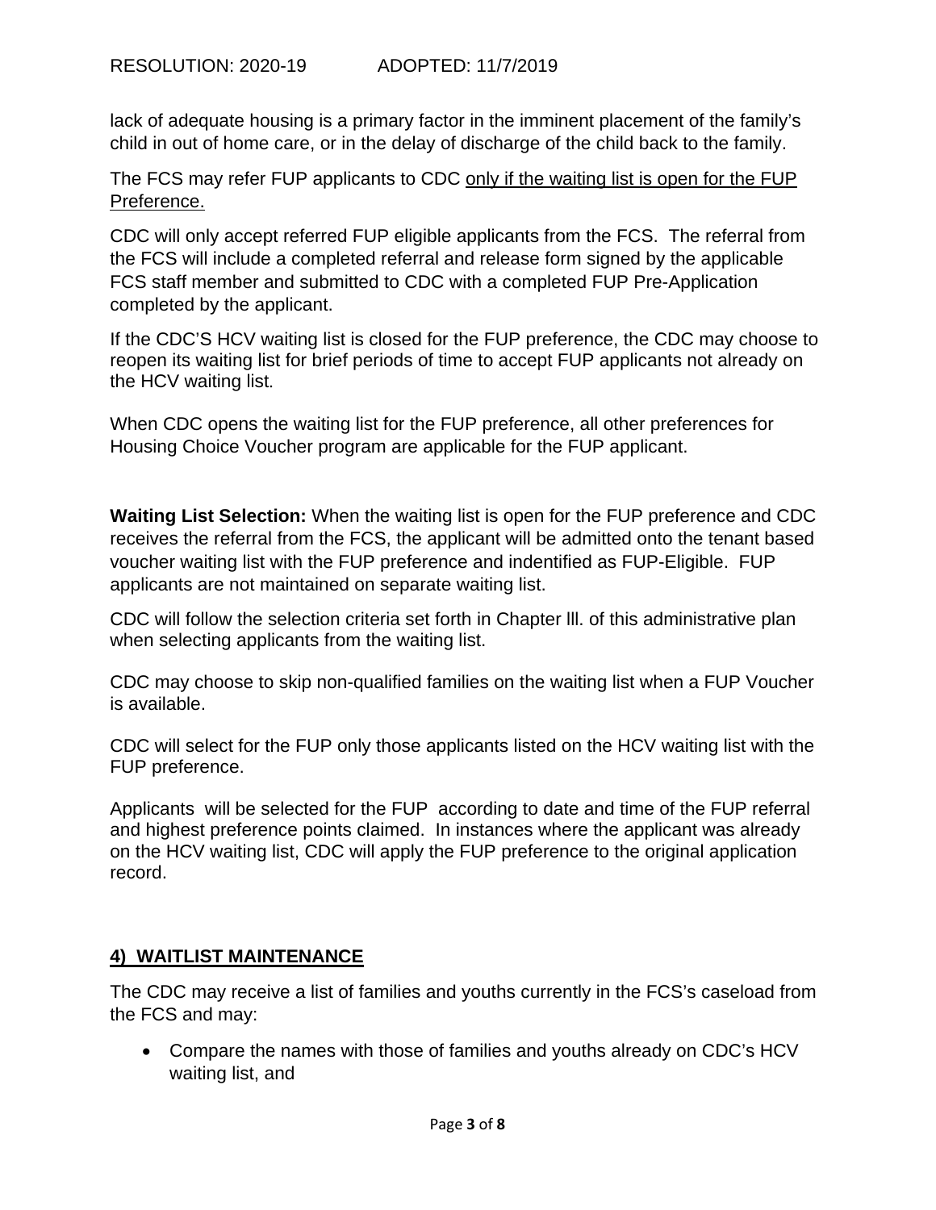lack of adequate housing is a primary factor in the imminent placement of the family's child in out of home care, or in the delay of discharge of the child back to the family.

The FCS may refer FUP applicants to CDC <u>only if the waiting list is open for the FUP Preference.</u>

CDC will only accept referred FUP eligible applicants from the FCS. The referral from the FCS will include a completed referral and release form signed by the applicable FCS staff member and submitted to CDC with a completed FUP Pre-Application completed by the applicant.

If the CDC'S HCV waiting list is closed for the FUP preference, the CDC may choose to reopen its waiting list for brief periods of time to accept FUP applicants not already on the HCV waiting list.

When CDC opens the waiting list for the FUP preference, all other preferences for Housing Choice Voucher program are applicable for the FUP applicant.

**Waiting List Selection:** When the waiting list is open for the FUP preference and CDC receives the referral from the FCS, the applicant will be admitted onto the tenant based voucher waiting list with the FUP preference and indentified as FUP-Eligible. FUP applicants are not maintained on separate waiting list.

CDC will follow the selection criteria set forth in Chapter lll. of this administrative plan when selecting applicants from the waiting list.

CDC may choose to skip non-qualified families on the waiting list when a FUP Voucher is available.

CDC will select for the FUP only those applicants listed on the HCV waiting list with the FUP preference.

Applicants will be selected for the FUP according to date and time of the FUP referral and highest preference points claimed. In instances where the applicant was already on the HCV waiting list, CDC will apply the FUP preference to the original application record.

## <u>4) WAITLIST MAINTENANCE</u>

The CDC may receive a list of families and youths currently in the FCS's caseload from the FCS and may:

- Compare the names with those of families and youths already on CDC's HCV waiting list, and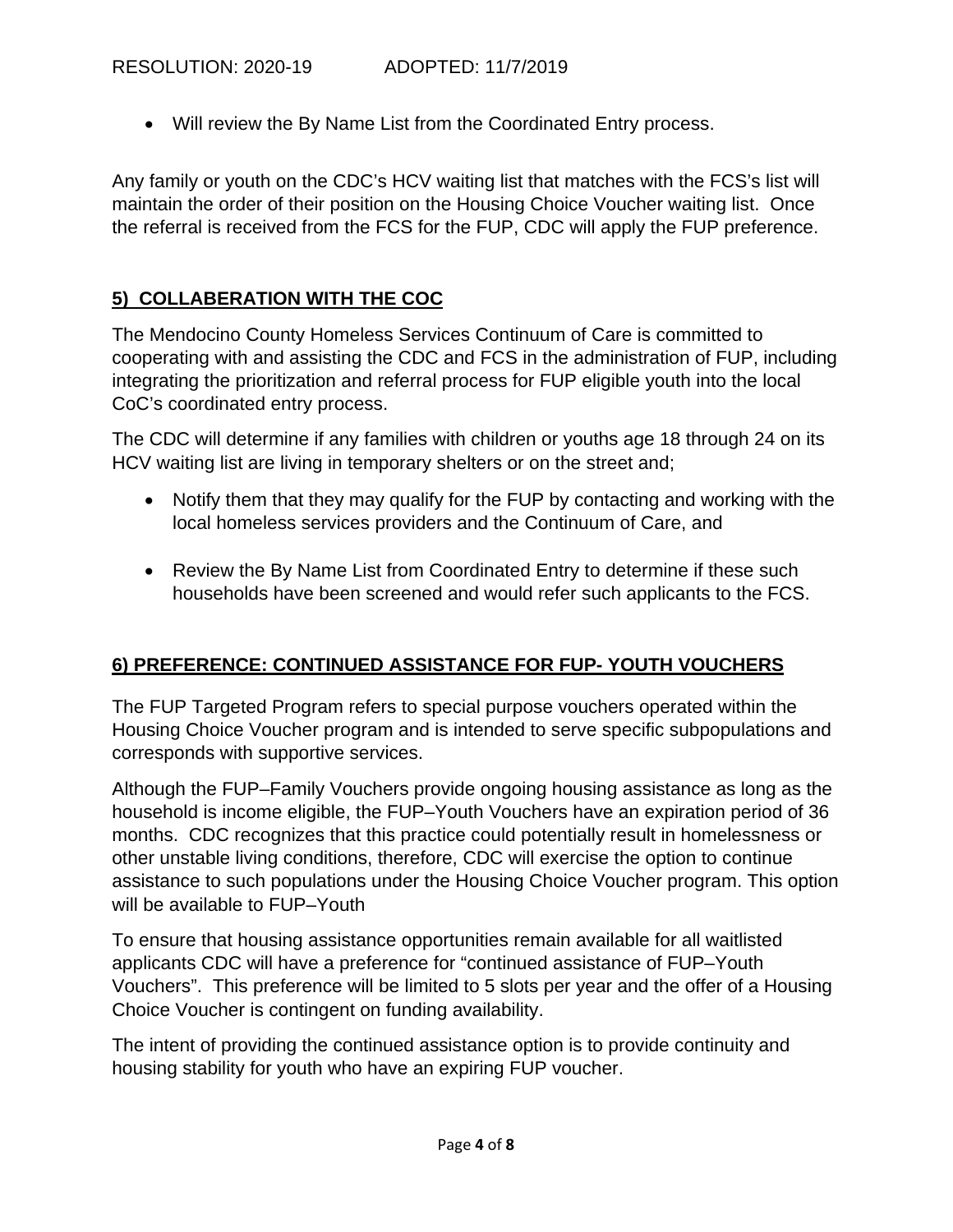- Will review the By Name List from the Coordinated Entry process.

Any family or youth on the CDC's HCV waiting list that matches with the FCS's list will maintain the order of their position on the Housing Choice Voucher waiting list. Once the referral is received from the FCS for the FUP, CDC will apply the FUP preference.

## 5) COLLABERATION WITH THE COC

The Mendocino County Homeless Services Continuum of Care is committed to cooperating with and assisting the CDC and FCS in the administration of FUP, including integrating the prioritization and referral process for FUP eligible youth into the local CoC's coordinated entry process.

The CDC will determine if any families with children or youths age 18 through 24 on its HCV waiting list are living in temporary shelters or on the street and;

- Notify them that they may qualify for the FUP by contacting and working with the local homeless services providers and the Continuum of Care, and
- Review the By Name List from Coordinated Entry to determine if these such households have been screened and would refer such applicants to the FCS.

## 6) PREFERENCE: CONTINUED ASSISTANCE FOR FUP- YOUTH VOUCHERS

The FUP Targeted Program refers to special purpose vouchers operated within the Housing Choice Voucher program and is intended to serve specific subpopulations and corresponds with supportive services.

Although the FUP–Family Vouchers provide ongoing housing assistance as long as the household is income eligible, the FUP–Youth Vouchers have an expiration period of 36 months. CDC recognizes that this practice could potentially result in homelessness or other unstable living conditions, therefore, CDC will exercise the option to continue assistance to such populations under the Housing Choice Voucher program. This option will be available to FUP–Youth

To ensure that housing assistance opportunities remain available for all waitlisted applicants CDC will have a preference for "continued assistance of FUP–Youth Vouchers". This preference will be limited to 5 slots per year and the offer of a Housing Choice Voucher is contingent on funding availability.

The intent of providing the continued assistance option is to provide continuity and housing stability for youth who have an expiring FUP voucher.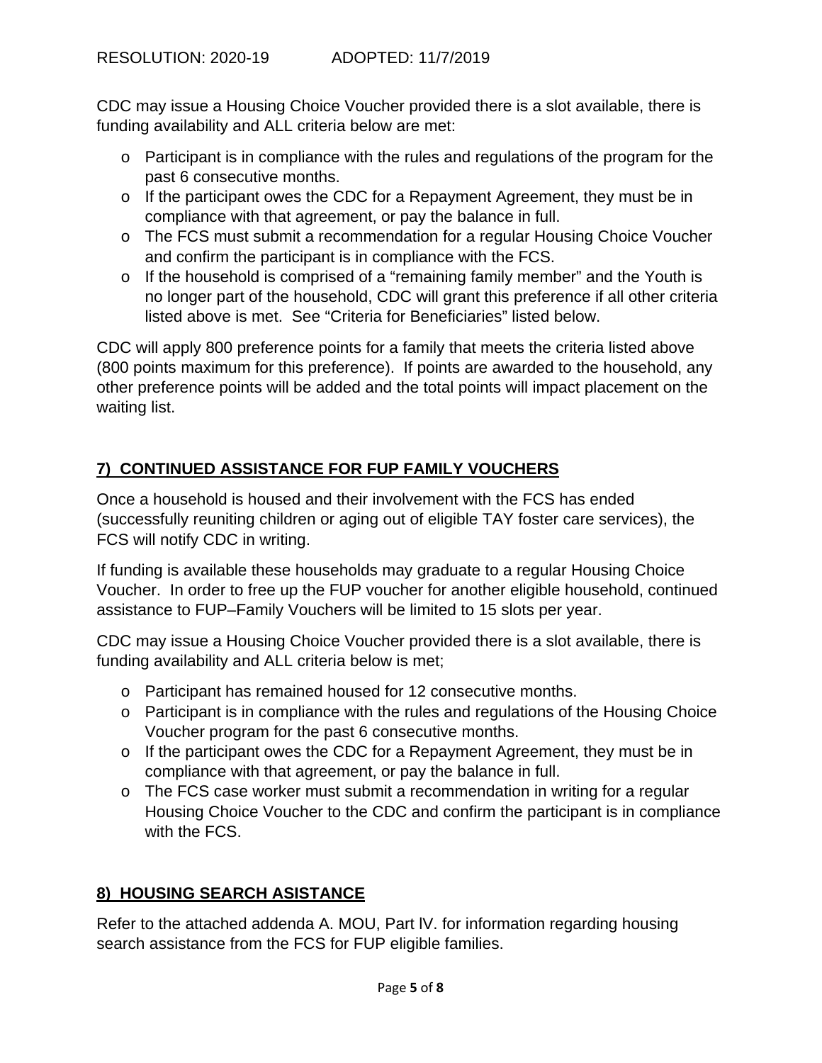RESOLUTION: 2020-19 ADOPTED: 11/7/2019

CDC may issue a Housing Choice Voucher provided there is a slot available, there is funding availability and ALL criteria below are met:

- Participant is in compliance with the rules and regulations of the program for the past 6 consecutive months.
- If the participant owes the CDC for a Repayment Agreement, they must be in compliance with that agreement, or pay the balance in full.
- The FCS must submit a recommendation for a regular Housing Choice Voucher and confirm the participant is in compliance with the FCS.
- If the household is comprised of a "remaining family member" and the Youth is no longer part of the household, CDC will grant this preference if all other criteria listed above is met. See "Criteria for Beneficiaries" listed below.

CDC will apply 800 preference points for a family that meets the criteria listed above (800 points maximum for this preference). If points are awarded to the household, any other preference points will be added and the total points will impact placement on the waiting list.

## 7) CONTINUED ASSISTANCE FOR FUP FAMILY VOUCHERS

Once a household is housed and their involvement with the FCS has ended (successfully reuniting children or aging out of eligible TAY foster care services), the FCS will notify CDC in writing.

If funding is available these households may graduate to a regular Housing Choice Voucher. In order to free up the FUP voucher for another eligible household, continued assistance to FUP–Family Vouchers will be limited to 15 slots per year.

CDC may issue a Housing Choice Voucher provided there is a slot available, there is funding availability and ALL criteria below is met;

- Participant has remained housed for 12 consecutive months.
- Participant is in compliance with the rules and regulations of the Housing Choice Voucher program for the past 6 consecutive months.
- If the participant owes the CDC for a Repayment Agreement, they must be in compliance with that agreement, or pay the balance in full.
- The FCS case worker must submit a recommendation in writing for a regular Housing Choice Voucher to the CDC and confirm the participant is in compliance with the FCS.

## 8) HOUSING SEARCH ASISTANCE

Refer to the attached addenda A. MOU, Part lV. for information regarding housing search assistance from the FCS for FUP eligible families.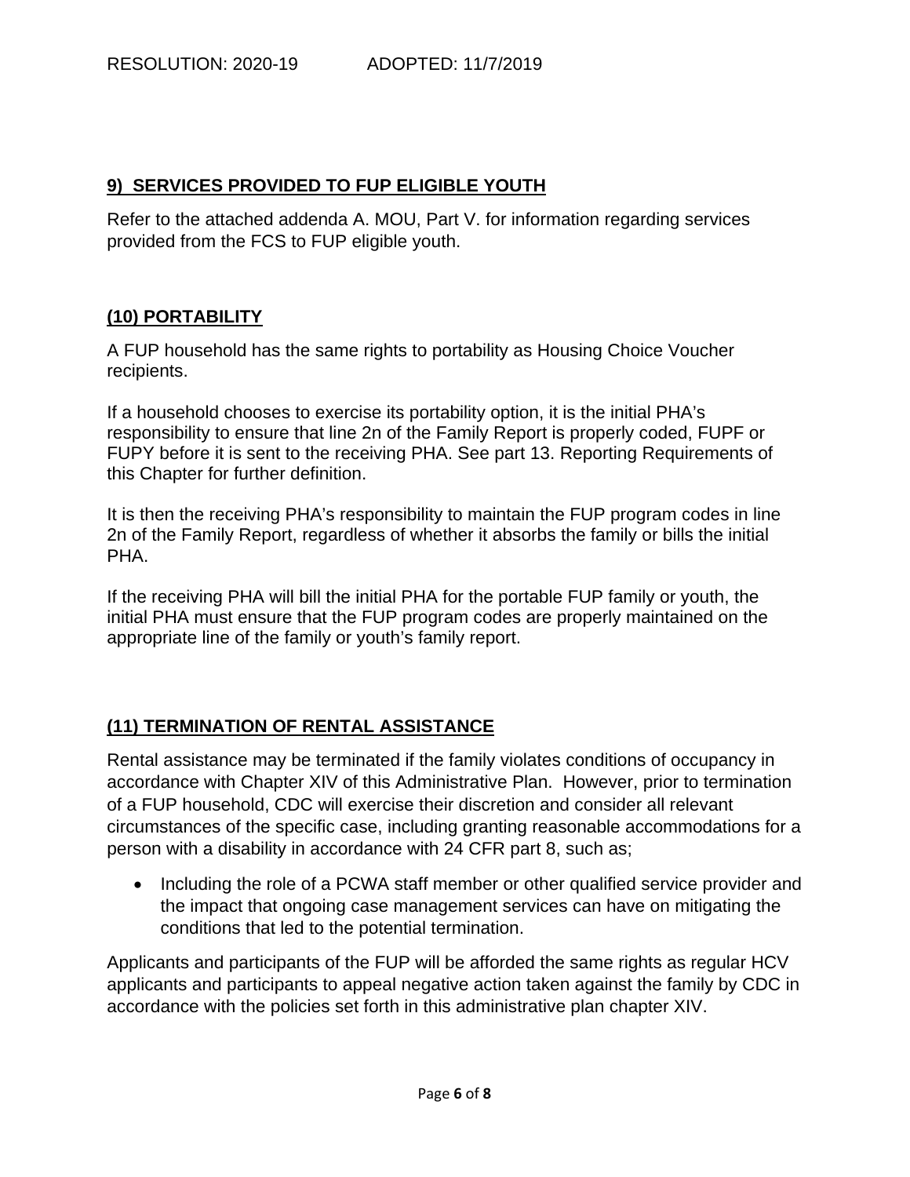RESOLUTION: 2020-19 ADOPTED: 11/7/2019

## 9) SERVICES PROVIDED TO FUP ELIGIBLE YOUTH

Refer to the attached addenda A. MOU, Part V. for information regarding services provided from the FCS to FUP eligible youth.

## (10) PORTABILITY

A FUP household has the same rights to portability as Housing Choice Voucher recipients.

If a household chooses to exercise its portability option, it is the initial PHA's responsibility to ensure that line 2n of the Family Report is properly coded, FUPF or FUPY before it is sent to the receiving PHA. See part 13. Reporting Requirements of this Chapter for further definition.

It is then the receiving PHA's responsibility to maintain the FUP program codes in line 2n of the Family Report, regardless of whether it absorbs the family or bills the initial PHA.

If the receiving PHA will bill the initial PHA for the portable FUP family or youth, the initial PHA must ensure that the FUP program codes are properly maintained on the appropriate line of the family or youth's family report.

## (11) TERMINATION OF RENTAL ASSISTANCE

Rental assistance may be terminated if the family violates conditions of occupancy in accordance with Chapter XIV of this Administrative Plan. However, prior to termination of a FUP household, CDC will exercise their discretion and consider all relevant circumstances of the specific case, including granting reasonable accommodations for a person with a disability in accordance with 24 CFR part 8, such as;

- Including the role of a PCWA staff member or other qualified service provider and the impact that ongoing case management services can have on mitigating the conditions that led to the potential termination.

Applicants and participants of the FUP will be afforded the same rights as regular HCV applicants and participants to appeal negative action taken against the family by CDC in accordance with the policies set forth in this administrative plan chapter XIV.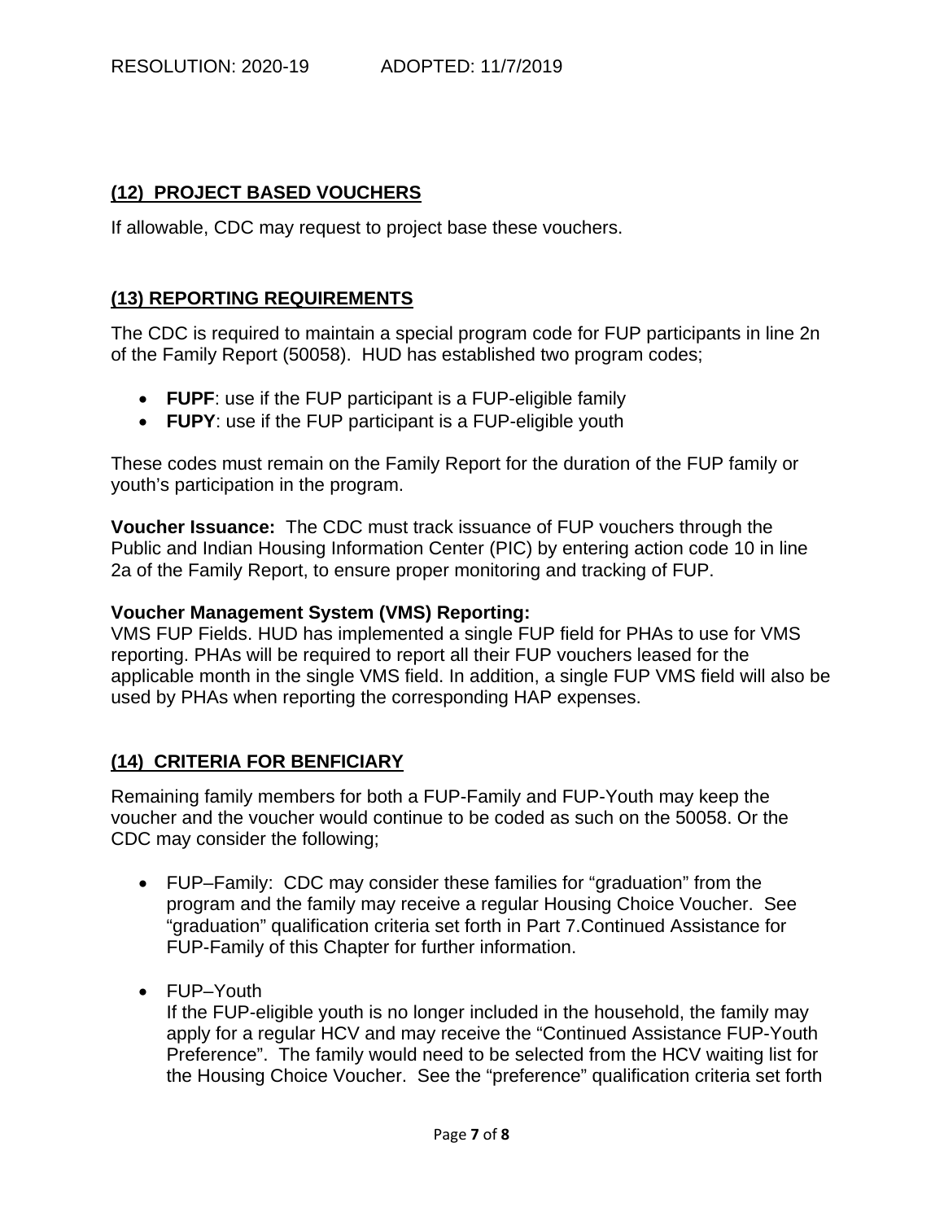## (12) PROJECT BASED VOUCHERS

If allowable, CDC may request to project base these vouchers.

## (13) REPORTING REQUIREMENTS

The CDC is required to maintain a special program code for FUP participants in line 2n of the Family Report (50058). HUD has established two program codes;

- **FUPF**: use if the FUP participant is a FUP-eligible family
- **FUPY**: use if the FUP participant is a FUP-eligible youth

These codes must remain on the Family Report for the duration of the FUP family or youth's participation in the program.

**Voucher Issuance:** The CDC must track issuance of FUP vouchers through the Public and Indian Housing Information Center (PIC) by entering action code 10 in line 2a of the Family Report, to ensure proper monitoring and tracking of FUP.

**Voucher Management System (VMS) Reporting:**
VMS FUP Fields. HUD has implemented a single FUP field for PHAs to use for VMS reporting. PHAs will be required to report all their FUP vouchers leased for the applicable month in the single VMS field. In addition, a single FUP VMS field will also be used by PHAs when reporting the corresponding HAP expenses.

## (14) CRITERIA FOR BENFICIARY

Remaining family members for both a FUP-Family and FUP-Youth may keep the voucher and the voucher would continue to be coded as such on the 50058. Or the CDC may consider the following;

- FUP–Family: CDC may consider these families for "graduation" from the program and the family may receive a regular Housing Choice Voucher. See "graduation" qualification criteria set forth in Part 7.Continued Assistance for FUP-Family of this Chapter for further information.

- FUP–Youth
  If the FUP-eligible youth is no longer included in the household, the family may apply for a regular HCV and may receive the "Continued Assistance FUP-Youth Preference". The family would need to be selected from the HCV waiting list for the Housing Choice Voucher. See the "preference" qualification criteria set forth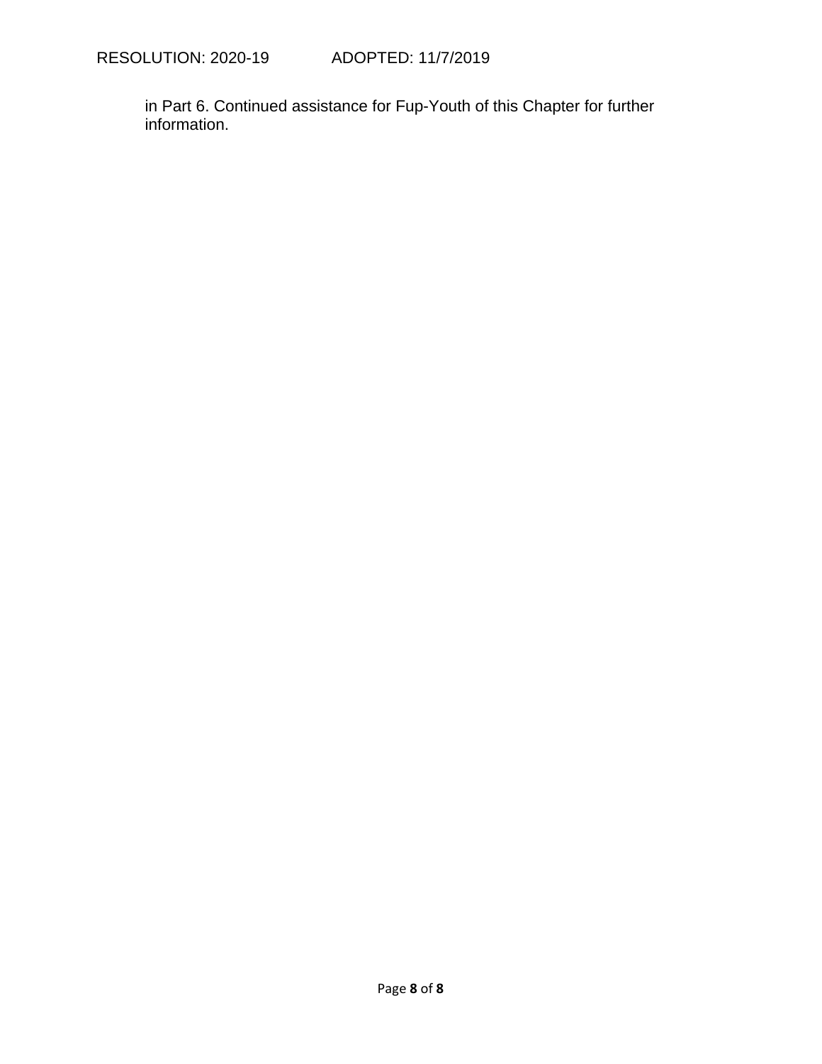in Part 6. Continued assistance for Fup-Youth of this Chapter for further information.